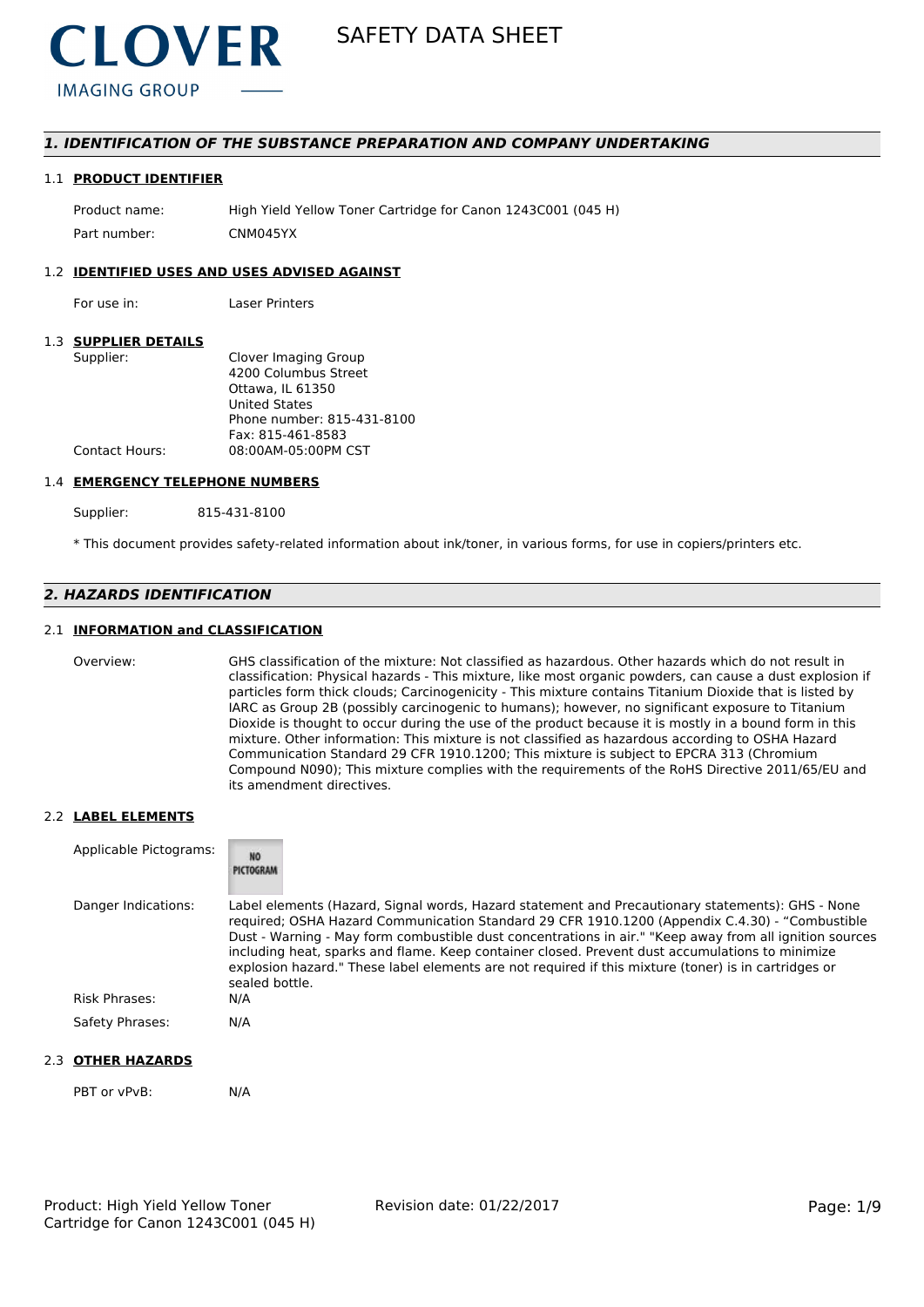CLOVER IMAGING GROUP

# SAFETY DATA SHEET

## *1. IDENTIFICATION OF THE SUBSTANCE PREPARATION AND COMPANY UNDERTAKING*

### 1.1 PRODUCT IDENTIFIER

| | |
|---|---|
| Product name: | High Yield Yellow Toner Cartridge for Canon 1243C001 (045 H) |
| Part number: | CNM045YX |

### 1.2 IDENTIFIED USES AND USES ADVISED AGAINST

| | |
|---|---|
| For use in: | Laser Printers |

### 1.3 SUPPLIER DETAILS

| | |
|---|---|
| Supplier: | Clover Imaging Group<br>4200 Columbus Street<br>Ottawa, IL 61350<br>United States<br>Phone number: 815-431-8100<br>Fax: 815-461-8583 |
| Contact Hours: | 08:00AM-05:00PM CST |

### 1.4 EMERGENCY TELEPHONE NUMBERS

| | |
|---|---|
| Supplier: | 815-431-8100 |

* This document provides safety-related information about ink/toner, in various forms, for use in copiers/printers etc.

## *2. HAZARDS IDENTIFICATION*

### 2.1 INFORMATION and CLASSIFICATION

Overview: GHS classification of the mixture: Not classified as hazardous. Other hazards which do not result in classification: Physical hazards - This mixture, like most organic powders, can cause a dust explosion if particles form thick clouds; Carcinogenicity - This mixture contains Titanium Dioxide that is listed by IARC as Group 2B (possibly carcinogenic to humans); however, no significant exposure to Titanium Dioxide is thought to occur during the use of the product because it is mostly in a bound form in this mixture. Other information: This mixture is not classified as hazardous according to OSHA Hazard Communication Standard 29 CFR 1910.1200; This mixture is subject to EPCRA 313 (Chromium Compound N090); This mixture complies with the requirements of the RoHS Directive 2011/65/EU and its amendment directives.

### 2.2 LABEL ELEMENTS

| | |
|---|---|
| Applicable Pictograms: | NO PICTOGRAM |
| Danger Indications: | Label elements (Hazard, Signal words, Hazard statement and Precautionary statements): GHS - None required; OSHA Hazard Communication Standard 29 CFR 1910.1200 (Appendix C.4.30) - "Combustible Dust - Warning - May form combustible dust concentrations in air." "Keep away from all ignition sources including heat, sparks and flame. Keep container closed. Prevent dust accumulations to minimize explosion hazard." These label elements are not required if this mixture (toner) is in cartridges or sealed bottle. |
| Risk Phrases: | N/A |
| Safety Phrases: | N/A |

### 2.3 OTHER HAZARDS

| | |
|---|---|
| PBT or vPvB: | N/A |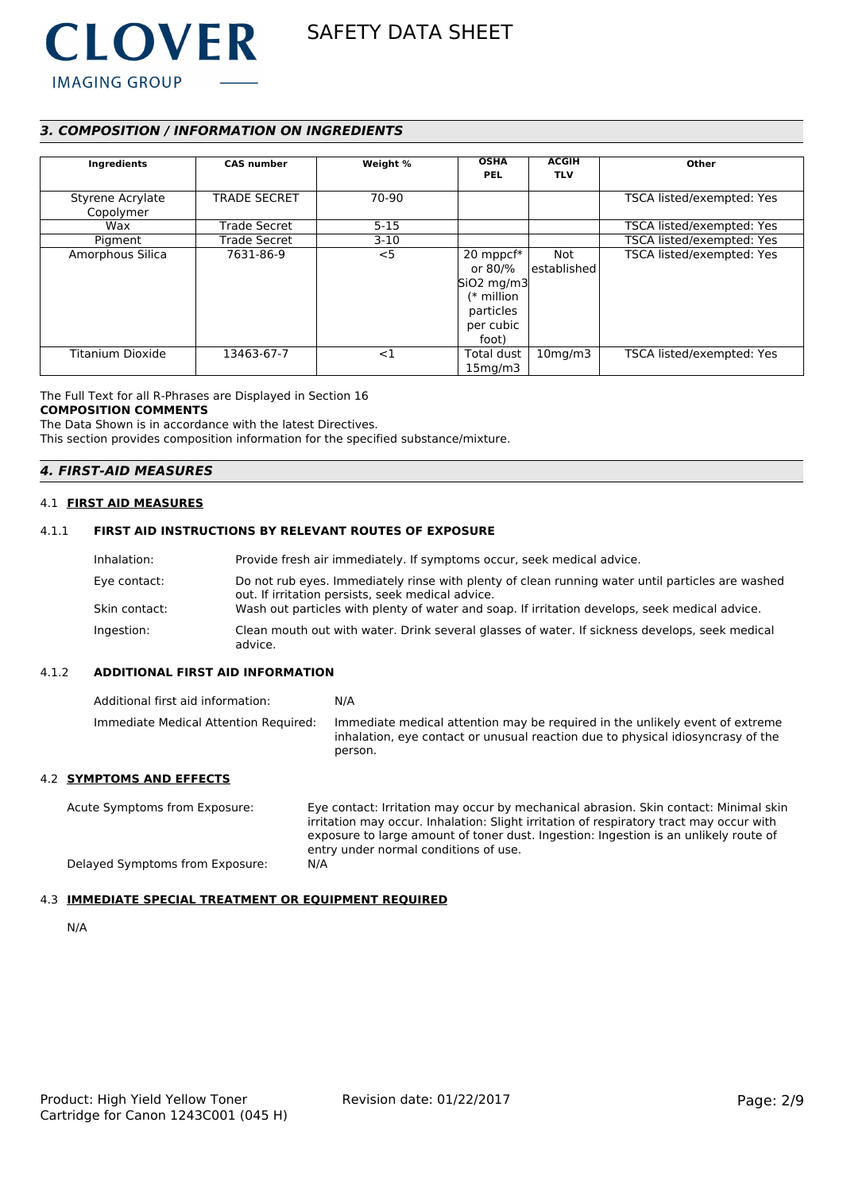## 3. COMPOSITION / INFORMATION ON INGREDIENTS

| Ingredients | CAS number | Weight % | OSHA PEL | ACGIH TLV | Other |
|---|---|---|---|---|---|
| Styrene Acrylate Copolymer | TRADE SECRET | 70-90 | | | TSCA listed/exempted: Yes |
| Wax | Trade Secret | 5-15 | | | TSCA listed/exempted: Yes |
| Pigment | Trade Secret | 3-10 | | | TSCA listed/exempted: Yes |
| Amorphous Silica | 7631-86-9 | <5 | 20 mppcf* or 80/% $SiO_2$ mg/m3 (* million particles per cubic foot) | Not established | TSCA listed/exempted: Yes |
| Titanium Dioxide | 13463-67-7 | <1 | Total dust 15mg/m3 | 10mg/m3 | TSCA listed/exempted: Yes |

The Full Text for all R-Phrases are Displayed in Section 16

**COMPOSITION COMMENTS**

The Data Shown is in accordance with the latest Directives.

This section provides composition information for the specified substance/mixture.

## 4. FIRST-AID MEASURES

### 4.1 FIRST AID MEASURES

#### 4.1.1 FIRST AID INSTRUCTIONS BY RELEVANT ROUTES OF EXPOSURE

| | |
|---|---|
| Inhalation: | Provide fresh air immediately. If symptoms occur, seek medical advice. |
| Eye contact: | Do not rub eyes. Immediately rinse with plenty of clean running water until particles are washed out. If irritation persists, seek medical advice. |
| Skin contact: | Wash out particles with plenty of water and soap. If irritation develops, seek medical advice. |
| Ingestion: | Clean mouth out with water. Drink several glasses of water. If sickness develops, seek medical advice. |

#### 4.1.2 ADDITIONAL FIRST AID INFORMATION

| | |
|---|---|
| Additional first aid information: | N/A |
| Immediate Medical Attention Required: | Immediate medical attention may be required in the unlikely event of extreme inhalation, eye contact or unusual reaction due to physical idiosyncrasy of the person. |

### 4.2 SYMPTOMS AND EFFECTS

| | |
|---|---|
| Acute Symptoms from Exposure: | Eye contact: Irritation may occur by mechanical abrasion. Skin contact: Minimal skin irritation may occur. Inhalation: Slight irritation of respiratory tract may occur with exposure to large amount of toner dust. Ingestion: Ingestion is an unlikely route of entry under normal conditions of use. |
| Delayed Symptoms from Exposure: | N/A |

### 4.3 IMMEDIATE SPECIAL TREATMENT OR EQUIPMENT REQUIRED

N/A

Product: High Yield Yellow Toner Cartridge for Canon 1243C001 (045 H)

Revision date: 01/22/2017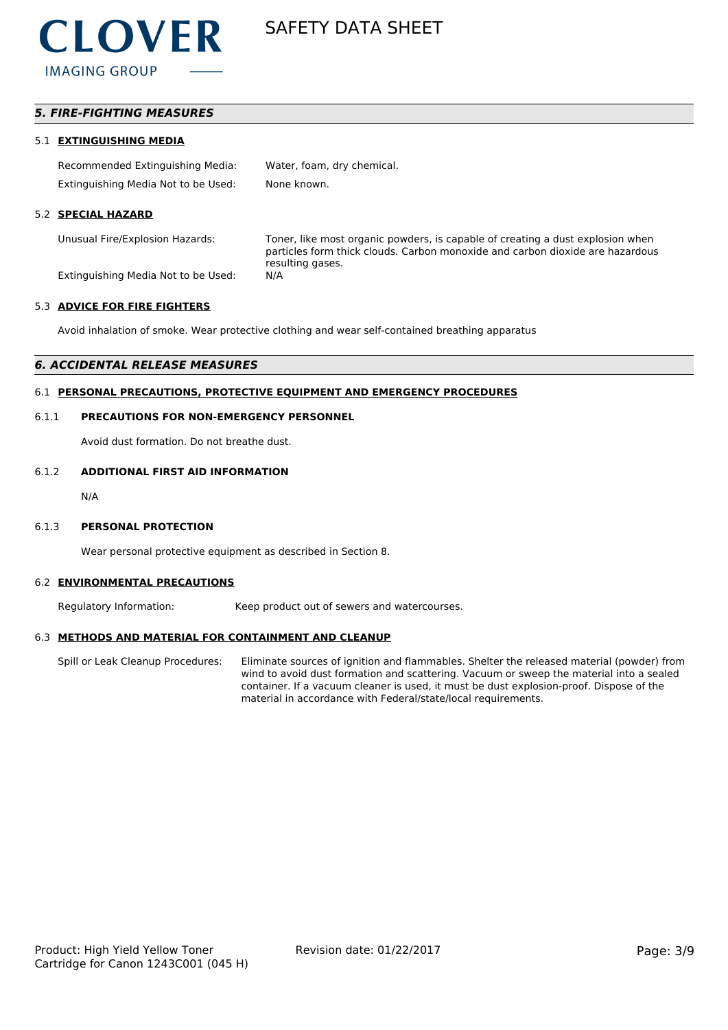## *5. FIRE-FIGHTING MEASURES*

### 5.1 EXTINGUISHING MEDIA

| | |
|---|---|
| Recommended Extinguishing Media: | Water, foam, dry chemical. |
| Extinguishing Media Not to be Used: | None known. |

### 5.2 SPECIAL HAZARD

| | |
|---|---|
| Unusual Fire/Explosion Hazards: | Toner, like most organic powders, is capable of creating a dust explosion when particles form thick clouds. Carbon monoxide and carbon dioxide are hazardous resulting gases. |
| Extinguishing Media Not to be Used: | N/A |

### 5.3 ADVICE FOR FIRE FIGHTERS

Avoid inhalation of smoke. Wear protective clothing and wear self-contained breathing apparatus

## *6. ACCIDENTAL RELEASE MEASURES*

### 6.1 PERSONAL PRECAUTIONS, PROTECTIVE EQUIPMENT AND EMERGENCY PROCEDURES

#### 6.1.1 PRECAUTIONS FOR NON-EMERGENCY PERSONNEL

Avoid dust formation. Do not breathe dust.

#### 6.1.2 ADDITIONAL FIRST AID INFORMATION

N/A

#### 6.1.3 PERSONAL PROTECTION

Wear personal protective equipment as described in Section 8.

### 6.2 ENVIRONMENTAL PRECAUTIONS

| | |
|---|---|
| Regulatory Information: | Keep product out of sewers and watercourses. |

### 6.3 METHODS AND MATERIAL FOR CONTAINMENT AND CLEANUP

| | |
|---|---|
| Spill or Leak Cleanup Procedures: | Eliminate sources of ignition and flammables. Shelter the released material (powder) from wind to avoid dust formation and scattering. Vacuum or sweep the material into a sealed container. If a vacuum cleaner is used, it must be dust explosion-proof. Dispose of the material in accordance with Federal/state/local requirements. |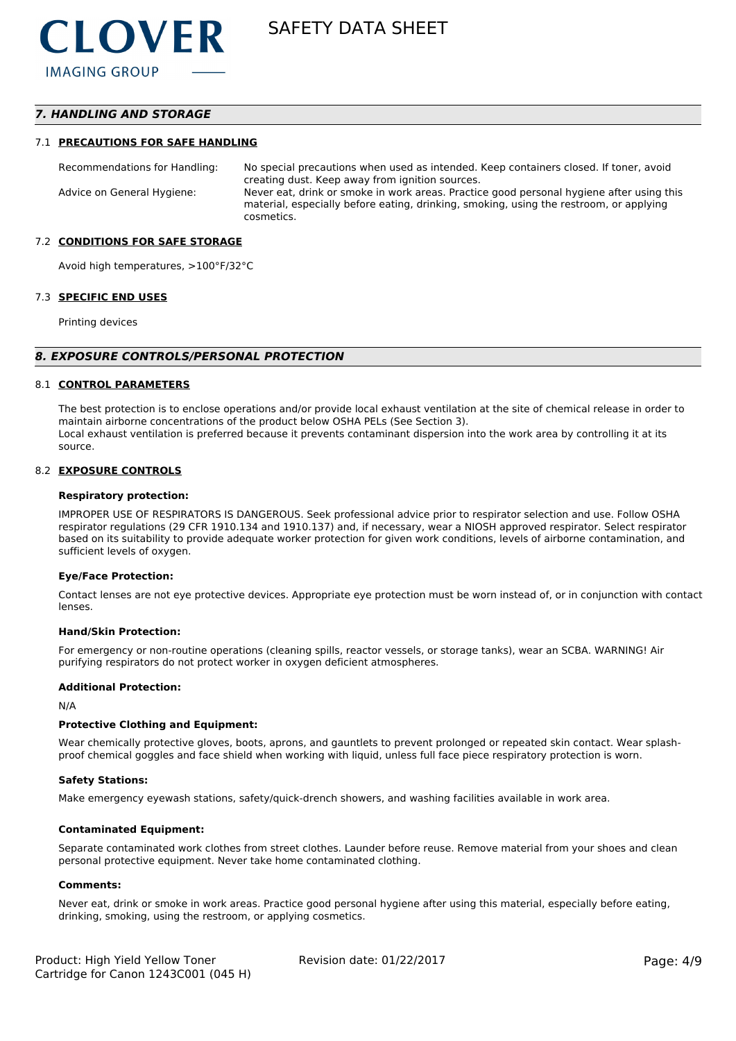## 7. HANDLING AND STORAGE

### 7.1 PRECAUTIONS FOR SAFE HANDLING

| | |
|---|---|
| Recommendations for Handling: | No special precautions when used as intended. Keep containers closed. If toner, avoid creating dust. Keep away from ignition sources. |
| Advice on General Hygiene: | Never eat, drink or smoke in work areas. Practice good personal hygiene after using this material, especially before eating, drinking, smoking, using the restroom, or applying cosmetics. |

### 7.2 CONDITIONS FOR SAFE STORAGE

Avoid high temperatures, >100°F/32°C

### 7.3 SPECIFIC END USES

Printing devices

## 8. EXPOSURE CONTROLS/PERSONAL PROTECTION

### 8.1 CONTROL PARAMETERS

The best protection is to enclose operations and/or provide local exhaust ventilation at the site of chemical release in order to maintain airborne concentrations of the product below OSHA PELs (See Section 3).
Local exhaust ventilation is preferred because it prevents contaminant dispersion into the work area by controlling it at its source.

### 8.2 EXPOSURE CONTROLS

**Respiratory protection:**

IMPROPER USE OF RESPIRATORS IS DANGEROUS. Seek professional advice prior to respirator selection and use. Follow OSHA respirator regulations (29 CFR 1910.134 and 1910.137) and, if necessary, wear a NIOSH approved respirator. Select respirator based on its suitability to provide adequate worker protection for given work conditions, levels of airborne contamination, and sufficient levels of oxygen.

**Eye/Face Protection:**

Contact lenses are not eye protective devices. Appropriate eye protection must be worn instead of, or in conjunction with contact lenses.

**Hand/Skin Protection:**

For emergency or non-routine operations (cleaning spills, reactor vessels, or storage tanks), wear an SCBA. WARNING! Air purifying respirators do not protect worker in oxygen deficient atmospheres.

**Additional Protection:**

N/A

**Protective Clothing and Equipment:**

Wear chemically protective gloves, boots, aprons, and gauntlets to prevent prolonged or repeated skin contact. Wear splash-proof chemical goggles and face shield when working with liquid, unless full face piece respiratory protection is worn.

**Safety Stations:**

Make emergency eyewash stations, safety/quick-drench showers, and washing facilities available in work area.

**Contaminated Equipment:**

Separate contaminated work clothes from street clothes. Launder before reuse. Remove material from your shoes and clean personal protective equipment. Never take home contaminated clothing.

**Comments:**

Never eat, drink or smoke in work areas. Practice good personal hygiene after using this material, especially before eating, drinking, smoking, using the restroom, or applying cosmetics.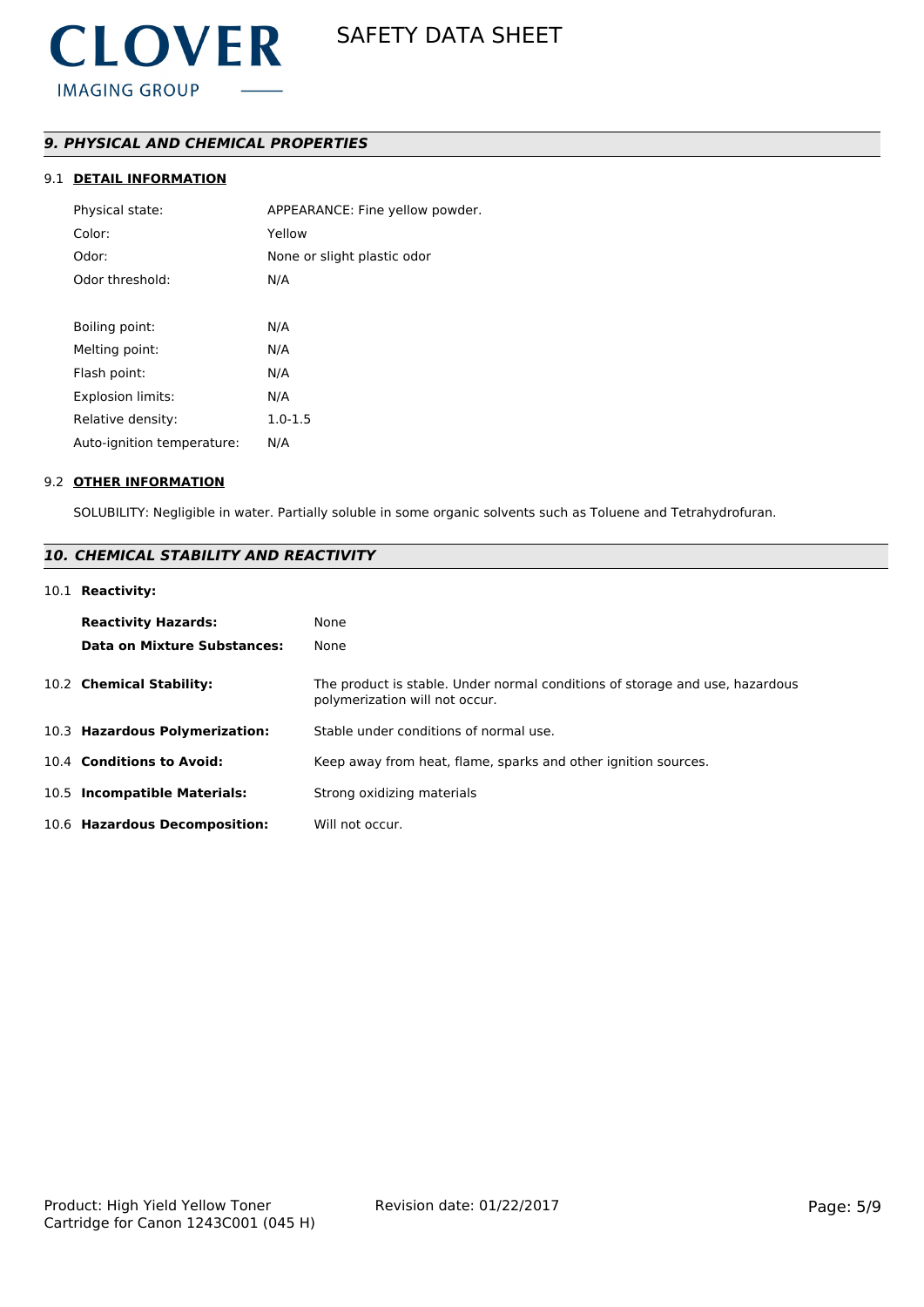## *9. PHYSICAL AND CHEMICAL PROPERTIES*

### 9.1 DETAIL INFORMATION

| | |
|---|---|
| Physical state: | APPEARANCE: Fine yellow powder. |
| Color: | Yellow |
| Odor: | None or slight plastic odor |
| Odor threshold: | N/A |
| | |
| Boiling point: | N/A |
| Melting point: | N/A |
| Flash point: | N/A |
| Explosion limits: | N/A |
| Relative density: | 1.0-1.5 |
| Auto-ignition temperature: | N/A |

### 9.2 OTHER INFORMATION

SOLUBILITY: Negligible in water. Partially soluble in some organic solvents such as Toluene and Tetrahydrofuran.

## *10. CHEMICAL STABILITY AND REACTIVITY*

### 10.1 Reactivity:

| | |
|---|---|
| **Reactivity Hazards:** | None |
| **Data on Mixture Substances:** | None |

**10.2 Chemical Stability:** The product is stable. Under normal conditions of storage and use, hazardous polymerization will not occur.

**10.3 Hazardous Polymerization:** Stable under conditions of normal use.

**10.4 Conditions to Avoid:** Keep away from heat, flame, sparks and other ignition sources.

**10.5 Incompatible Materials:** Strong oxidizing materials

**10.6 Hazardous Decomposition:** Will not occur.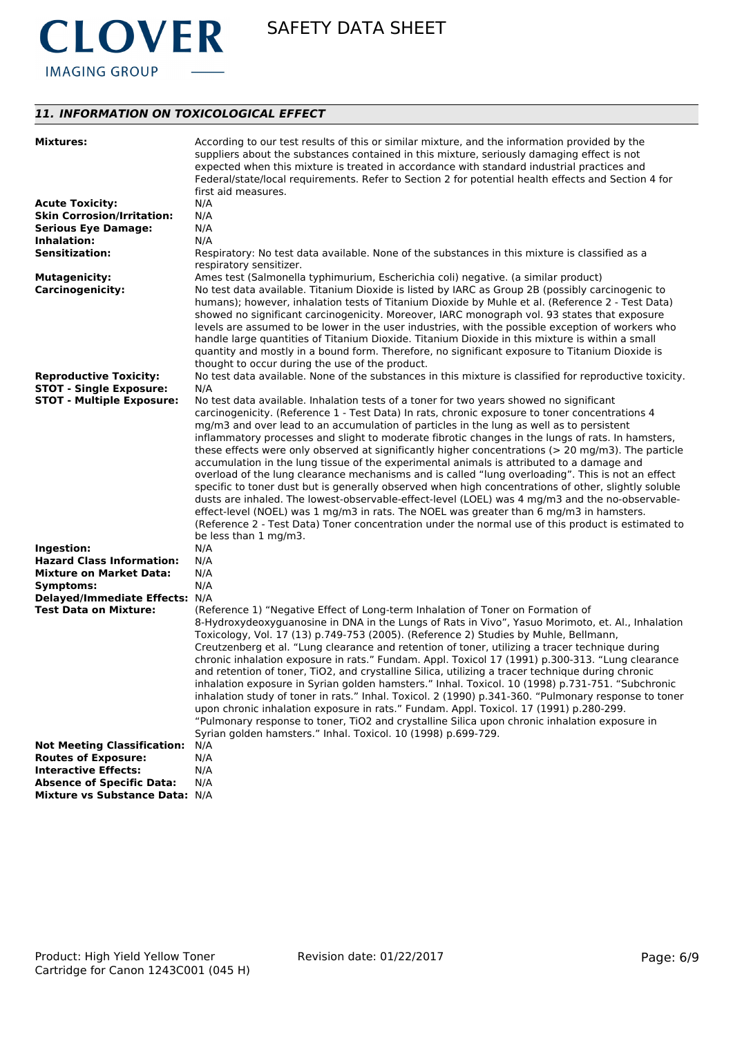## 11. INFORMATION ON TOXICOLOGICAL EFFECT

| | |
|---|---|
| **Mixtures:** | According to our test results of this or similar mixture, and the information provided by the suppliers about the substances contained in this mixture, seriously damaging effect is not expected when this mixture is treated in accordance with standard industrial practices and Federal/state/local requirements. Refer to Section 2 for potential health effects and Section 4 for first aid measures. |
| **Acute Toxicity:** | N/A |
| **Skin Corrosion/Irritation:** | N/A |
| **Serious Eye Damage:** | N/A |
| **Inhalation:** | N/A |
| **Sensitization:** | Respiratory: No test data available. None of the substances in this mixture is classified as a respiratory sensitizer. |
| **Mutagenicity:** | Ames test (Salmonella typhimurium, Escherichia coli) negative. (a similar product) |
| **Carcinogenicity:** | No test data available. Titanium Dioxide is listed by IARC as Group 2B (possibly carcinogenic to humans); however, inhalation tests of Titanium Dioxide by Muhle et al. (Reference 2 - Test Data) showed no significant carcinogenicity. Moreover, IARC monograph vol. 93 states that exposure levels are assumed to be lower in the user industries, with the possible exception of workers who handle large quantities of Titanium Dioxide. Titanium Dioxide in this mixture is within a small quantity and mostly in a bound form. Therefore, no significant exposure to Titanium Dioxide is thought to occur during the use of the product. |
| **Reproductive Toxicity:** | No test data available. None of the substances in this mixture is classified for reproductive toxicity. |
| **STOT - Single Exposure:** | N/A |
| **STOT - Multiple Exposure:** | No test data available. Inhalation tests of a toner for two years showed no significant carcinogenicity. (Reference 1 - Test Data) In rats, chronic exposure to toner concentrations 4 mg/m3 and over lead to an accumulation of particles in the lung as well as to persistent inflammatory processes and slight to moderate fibrotic changes in the lungs of rats. In hamsters, these effects were only observed at significantly higher concentrations (> 20 mg/m3). The particle accumulation in the lung tissue of the experimental animals is attributed to a damage and overload of the lung clearance mechanisms and is called "lung overloading". This is not an effect specific to toner dust but is generally observed when high concentrations of other, slightly soluble dusts are inhaled. The lowest-observable-effect-level (LOEL) was 4 mg/m3 and the no-observable-effect-level (NOEL) was 1 mg/m3 in rats. The NOEL was greater than 6 mg/m3 in hamsters. (Reference 2 - Test Data) Toner concentration under the normal use of this product is estimated to be less than 1 mg/m3. |
| **Ingestion:** | N/A |
| **Hazard Class Information:** | N/A |
| **Mixture on Market Data:** | N/A |
| **Symptoms:** | N/A |
| **Delayed/Immediate Effects:** | N/A |
| **Test Data on Mixture:** | (Reference 1) "Negative Effect of Long-term Inhalation of Toner on Formation of 8-Hydroxydeoxyguanosine in DNA in the Lungs of Rats in Vivo", Yasuo Morimoto, et. Al., Inhalation Toxicology, Vol. 17 (13) p.749-753 (2005). (Reference 2) Studies by Muhle, Bellmann, Creutzenberg et al. "Lung clearance and retention of toner, utilizing a tracer technique during chronic inhalation exposure in rats." Fundam. Appl. Toxicol 17 (1991) p.300-313. "Lung clearance and retention of toner, TiO2, and crystalline Silica, utilizing a tracer technique during chronic inhalation exposure in Syrian golden hamsters." Inhal. Toxicol. 10 (1998) p.731-751. "Subchronic inhalation study of toner in rats." Inhal. Toxicol. 2 (1990) p.341-360. "Pulmonary response to toner upon chronic inhalation exposure in rats." Fundam. Appl. Toxicol. 17 (1991) p.280-299. "Pulmonary response to toner, TiO2 and crystalline Silica upon chronic inhalation exposure in Syrian golden hamsters." Inhal. Toxicol. 10 (1998) p.699-729. |
| **Not Meeting Classification:** | N/A |
| **Routes of Exposure:** | N/A |
| **Interactive Effects:** | N/A |
| **Absence of Specific Data:** | N/A |
| **Mixture vs Substance Data:** | N/A |

Product: High Yield Yellow Toner Cartridge for Canon 1243C001 (045 H)    Revision date: 01/22/2017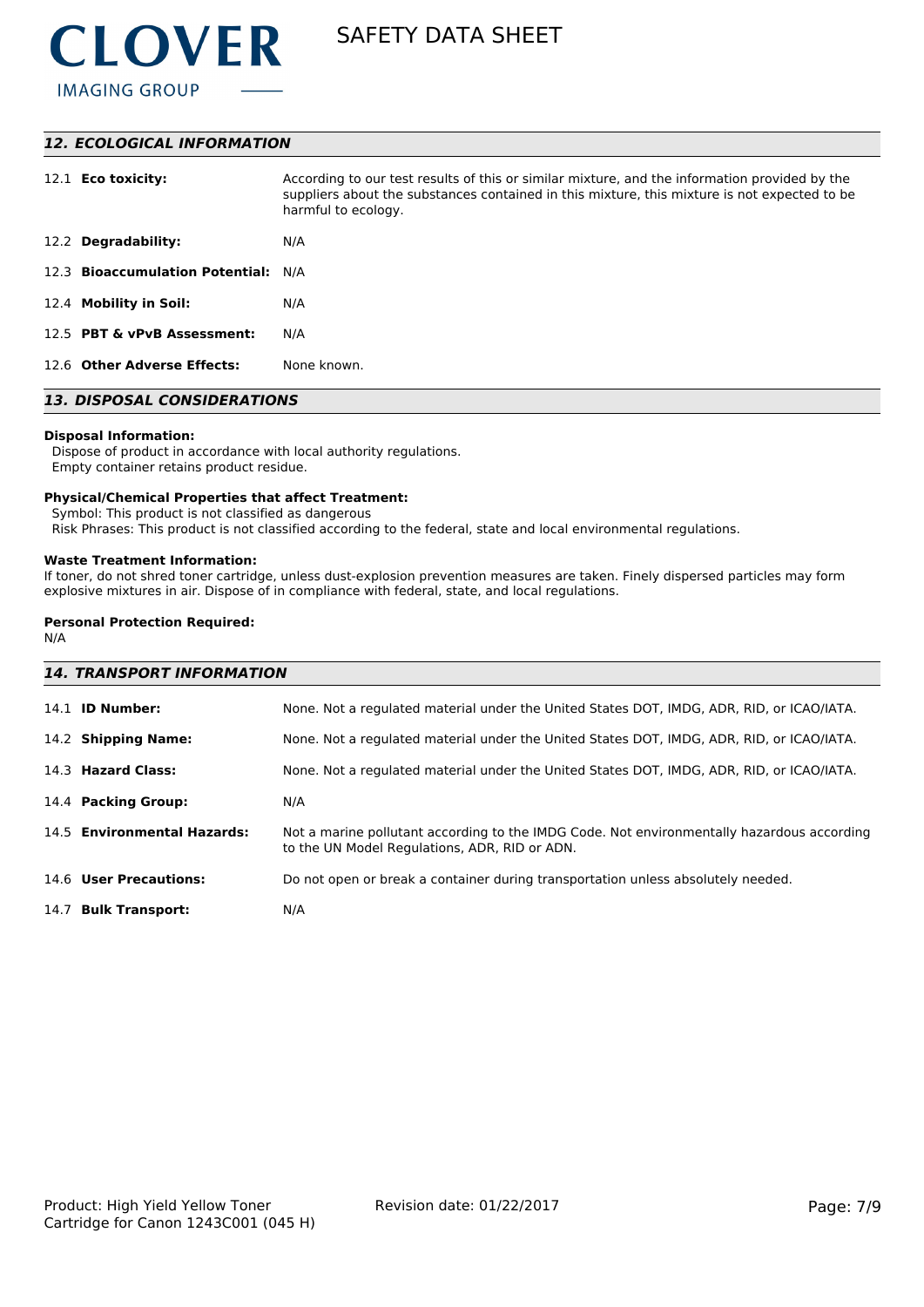## 12. ECOLOGICAL INFORMATION

| | |
|---|---|
| 12.1 **Eco toxicity:** | According to our test results of this or similar mixture, and the information provided by the suppliers about the substances contained in this mixture, this mixture is not expected to be harmful to ecology. |
| 12.2 **Degradability:** | N/A |
| 12.3 **Bioaccumulation Potential:** | N/A |
| 12.4 **Mobility in Soil:** | N/A |
| 12.5 **PBT & vPvB Assessment:** | N/A |
| 12.6 **Other Adverse Effects:** | None known. |

## 13. DISPOSAL CONSIDERATIONS

**Disposal Information:**
Dispose of product in accordance with local authority regulations.
Empty container retains product residue.

**Physical/Chemical Properties that affect Treatment:**
Symbol: This product is not classified as dangerous
Risk Phrases: This product is not classified according to the federal, state and local environmental regulations.

**Waste Treatment Information:**
If toner, do not shred toner cartridge, unless dust-explosion prevention measures are taken. Finely dispersed particles may form explosive mixtures in air. Dispose of in compliance with federal, state, and local regulations.

**Personal Protection Required:**
N/A

## 14. TRANSPORT INFORMATION

| | |
|---|---|
| 14.1 **ID Number:** | None. Not a regulated material under the United States DOT, IMDG, ADR, RID, or ICAO/IATA. |
| 14.2 **Shipping Name:** | None. Not a regulated material under the United States DOT, IMDG, ADR, RID, or ICAO/IATA. |
| 14.3 **Hazard Class:** | None. Not a regulated material under the United States DOT, IMDG, ADR, RID, or ICAO/IATA. |
| 14.4 **Packing Group:** | N/A |
| 14.5 **Environmental Hazards:** | Not a marine pollutant according to the IMDG Code. Not environmentally hazardous according to the UN Model Regulations, ADR, RID or ADN. |
| 14.6 **User Precautions:** | Do not open or break a container during transportation unless absolutely needed. |
| 14.7 **Bulk Transport:** | N/A |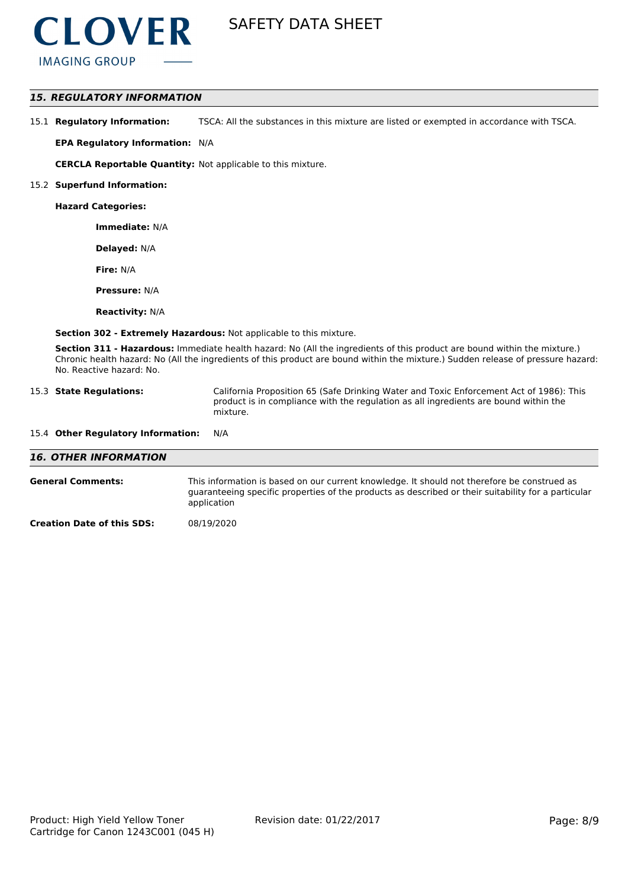## *15. REGULATORY INFORMATION*

15.1 **Regulatory Information:** TSCA: All the substances in this mixture are listed or exempted in accordance with TSCA.

**EPA Regulatory Information:** N/A

**CERCLA Reportable Quantity:** Not applicable to this mixture.

15.2 **Superfund Information:**

**Hazard Categories:**

**Immediate:** N/A

**Delayed:** N/A

**Fire:** N/A

**Pressure:** N/A

**Reactivity:** N/A

**Section 302 - Extremely Hazardous:** Not applicable to this mixture.

**Section 311 - Hazardous:** Immediate health hazard: No (All the ingredients of this product are bound within the mixture.) Chronic health hazard: No (All the ingredients of this product are bound within the mixture.) Sudden release of pressure hazard: No. Reactive hazard: No.

15.3 **State Regulations:** California Proposition 65 (Safe Drinking Water and Toxic Enforcement Act of 1986): This product is in compliance with the regulation as all ingredients are bound within the mixture.

15.4 **Other Regulatory Information:** N/A

## *16. OTHER INFORMATION*

**General Comments:** This information is based on our current knowledge. It should not therefore be construed as guaranteeing specific properties of the products as described or their suitability for a particular application

**Creation Date of this SDS:** 08/19/2020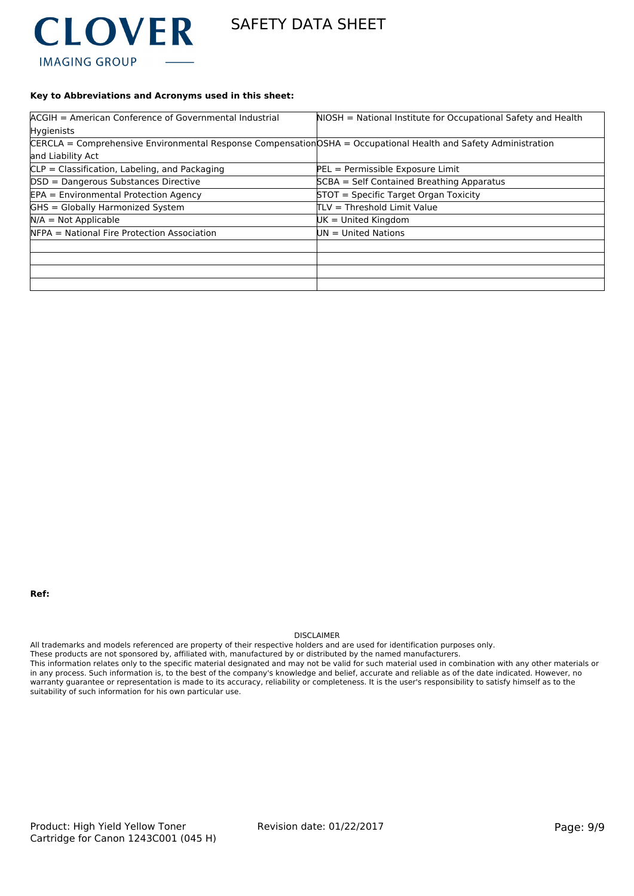**Key to Abbreviations and Acronyms used in this sheet:**

| | |
|---|---|
| ACGIH = American Conference of Governmental Industrial Hygienists | NIOSH = National Institute for Occupational Safety and Health |
| CERCLA = Comprehensive Environmental Response Compensation and Liability Act | OSHA = Occupational Health and Safety Administration |
| CLP = Classification, Labeling, and Packaging | PEL = Permissible Exposure Limit |
| DSD = Dangerous Substances Directive | SCBA = Self Contained Breathing Apparatus |
| EPA = Environmental Protection Agency | STOT = Specific Target Organ Toxicity |
| GHS = Globally Harmonized System | TLV = Threshold Limit Value |
| N/A = Not Applicable | UK = United Kingdom |
| NFPA = National Fire Protection Association | UN = United Nations |
| | |
| | |
| | |
| | |

**Ref:**

DISCLAIMER

All trademarks and models referenced are property of their respective holders and are used for identification purposes only.
These products are not sponsored by, affiliated with, manufactured by or distributed by the named manufacturers.
This information relates only to the specific material designated and may not be valid for such material used in combination with any other materials or in any process. Such information is, to the best of the company's knowledge and belief, accurate and reliable as of the date indicated. However, no warranty guarantee or representation is made to its accuracy, reliability or completeness. It is the user's responsibility to satisfy himself as to the suitability of such information for his own particular use.